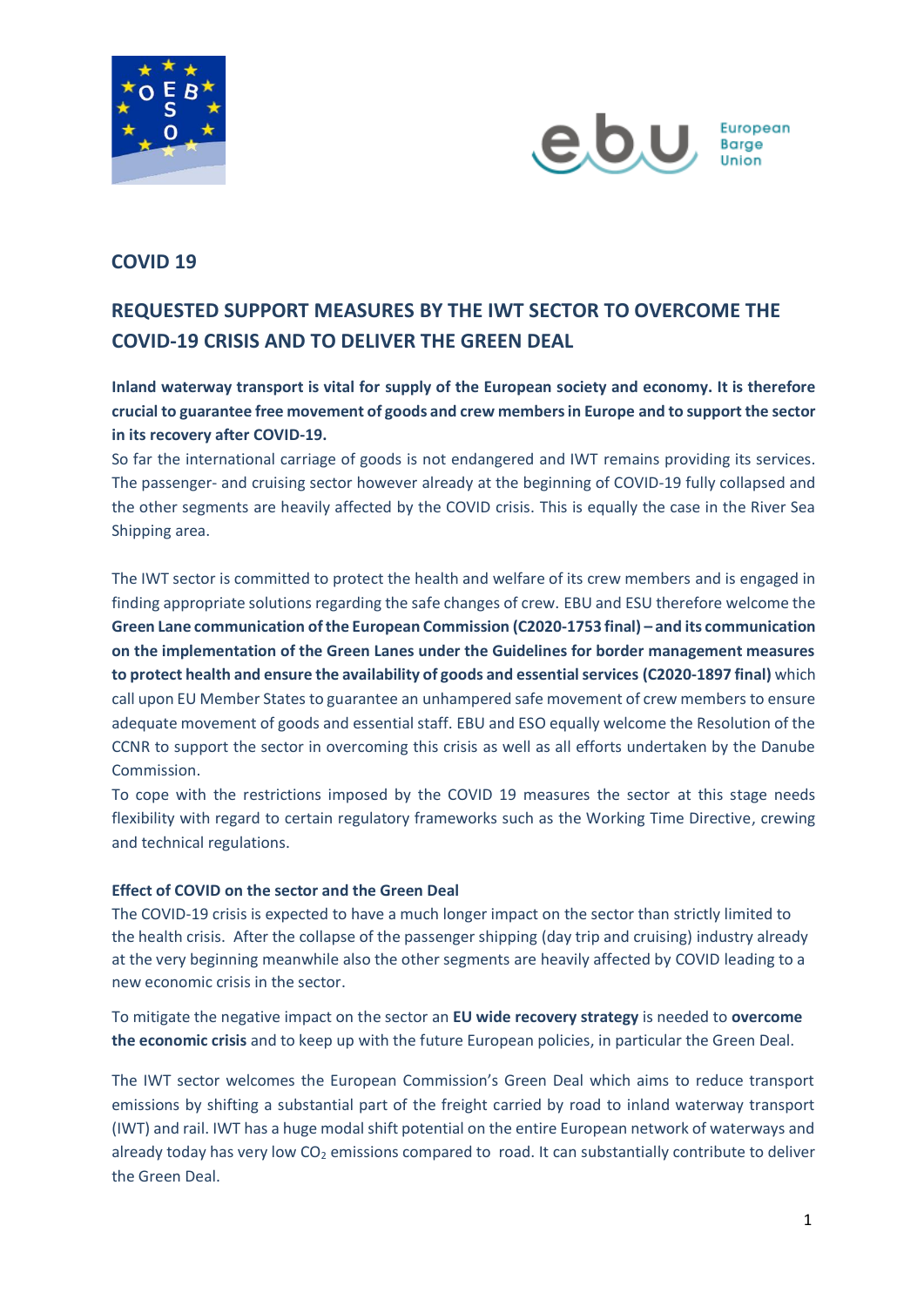## COVID 19

## REQUESTED SUPPORT MEASURES BY THE IWT SECTOR TO OVERCOME THE COVID-19 CRISIS AND TO DELIVER THE GREEN DEAL

**Inland waterway transport is vital for supply of the European society and economy. It is therefore crucial to guarantee free movement of goods and crew members in Europe and to support the sector in its recovery after COVID-19.**

So far the international carriage of goods is not endangered and IWT remains providing its services. The passenger- and cruising sector however already at the beginning of COVID-19 fully collapsed and the other segments are heavily affected by the COVID crisis. This is equally the case in the River Sea Shipping area.

The IWT sector is committed to protect the health and welfare of its crew members and is engaged in finding appropriate solutions regarding the safe changes of crew. EBU and ESU therefore welcome the **Green Lane communication of the European Commission (C2020-1753 final) – and its communication on the implementation of the Green Lanes under the Guidelines for border management measures to protect health and ensure the availability of goods and essential services (C2020-1897 final)** which call upon EU Member States to guarantee an unhampered safe movement of crew members to ensure adequate movement of goods and essential staff. EBU and ESO equally welcome the Resolution of the CCNR to support the sector in overcoming this crisis as well as all efforts undertaken by the Danube Commission.

To cope with the restrictions imposed by the COVID 19 measures the sector at this stage needs flexibility with regard to certain regulatory frameworks such as the Working Time Directive, crewing and technical regulations.

**Effect of COVID on the sector and the Green Deal**

The COVID-19 crisis is expected to have a much longer impact on the sector than strictly limited to the health crisis. After the collapse of the passenger shipping (day trip and cruising) industry already at the very beginning meanwhile also the other segments are heavily affected by COVID leading to a new economic crisis in the sector.

To mitigate the negative impact on the sector an **EU wide recovery strategy** is needed to **overcome the economic crisis** and to keep up with the future European policies, in particular the Green Deal.

The IWT sector welcomes the European Commission's Green Deal which aims to reduce transport emissions by shifting a substantial part of the freight carried by road to inland waterway transport (IWT) and rail. IWT has a huge modal shift potential on the entire European network of waterways and already today has very low $CO_2$ emissions compared to road. It can substantially contribute to deliver the Green Deal.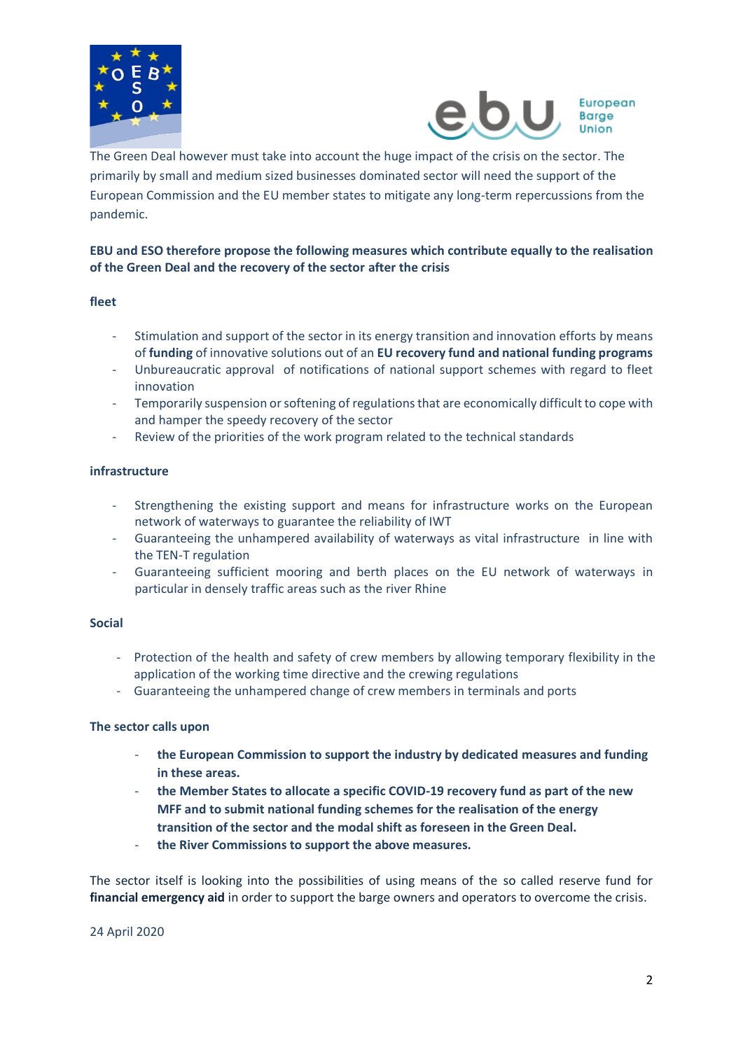The Green Deal however must take into account the huge impact of the crisis on the sector. The primarily by small and medium sized businesses dominated sector will need the support of the European Commission and the EU member states to mitigate any long-term repercussions from the pandemic.

**EBU and ESO therefore propose the following measures which contribute equally to the realisation of the Green Deal and the recovery of the sector after the crisis**

**fleet**

- Stimulation and support of the sector in its energy transition and innovation efforts by means of **funding** of innovative solutions out of an **EU recovery fund and national funding programs**
- Unbureaucratic approval of notifications of national support schemes with regard to fleet innovation
- Temporarily suspension or softening of regulations that are economically difficult to cope with and hamper the speedy recovery of the sector
- Review of the priorities of the work program related to the technical standards

**infrastructure**

- Strengthening the existing support and means for infrastructure works on the European network of waterways to guarantee the reliability of IWT
- Guaranteeing the unhampered availability of waterways as vital infrastructure in line with the TEN-T regulation
- Guaranteeing sufficient mooring and berth places on the EU network of waterways in particular in densely traffic areas such as the river Rhine

**Social**

- Protection of the health and safety of crew members by allowing temporary flexibility in the application of the working time directive and the crewing regulations
- Guaranteeing the unhampered change of crew members in terminals and ports

**The sector calls upon**

- **the European Commission to support the industry by dedicated measures and funding in these areas.**
- **the Member States to allocate a specific COVID-19 recovery fund as part of the new MFF and to submit national funding schemes for the realisation of the energy transition of the sector and the modal shift as foreseen in the Green Deal.**
- **the River Commissions to support the above measures.**

The sector itself is looking into the possibilities of using means of the so called reserve fund for **financial emergency aid** in order to support the barge owners and operators to overcome the crisis.

24 April 2020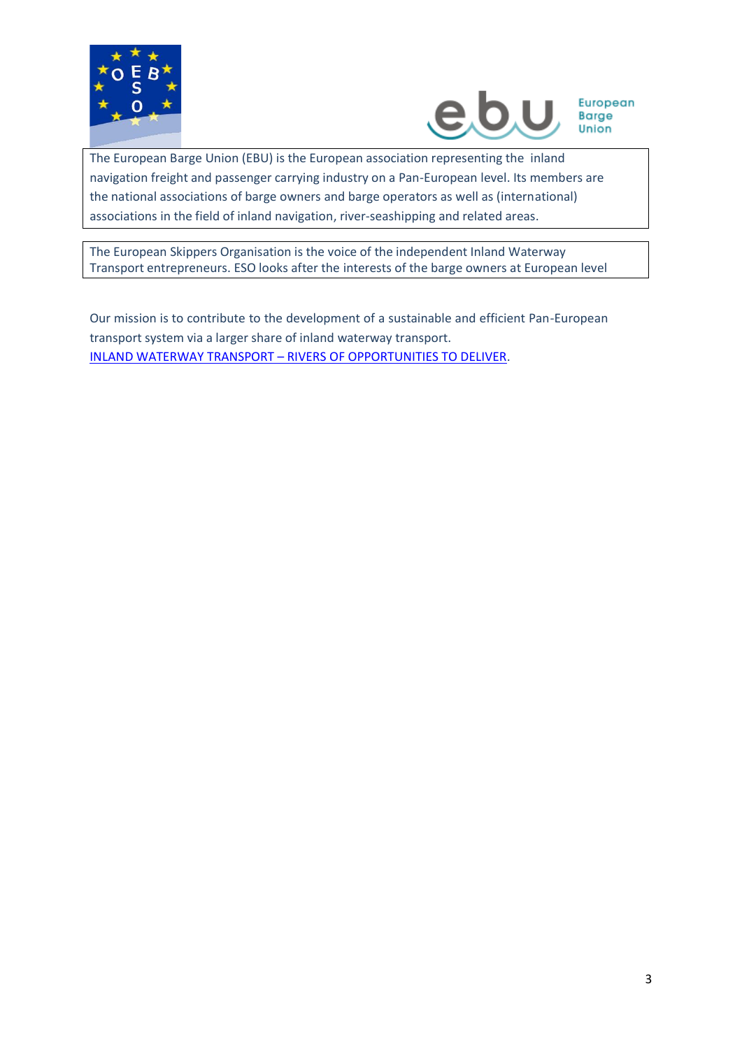The European Barge Union (EBU) is the European association representing the inland navigation freight and passenger carrying industry on a Pan-European level. Its members are the national associations of barge owners and barge operators as well as (international) associations in the field of inland navigation, river-seashipping and related areas.

The European Skippers Organisation is the voice of the independent Inland Waterway Transport entrepreneurs. ESO looks after the interests of the barge owners at European level

Our mission is to contribute to the development of a sustainable and efficient Pan-European transport system via a larger share of inland waterway transport.
INLAND WATERWAY TRANSPORT – RIVERS OF OPPORTUNITIES TO DELIVER.